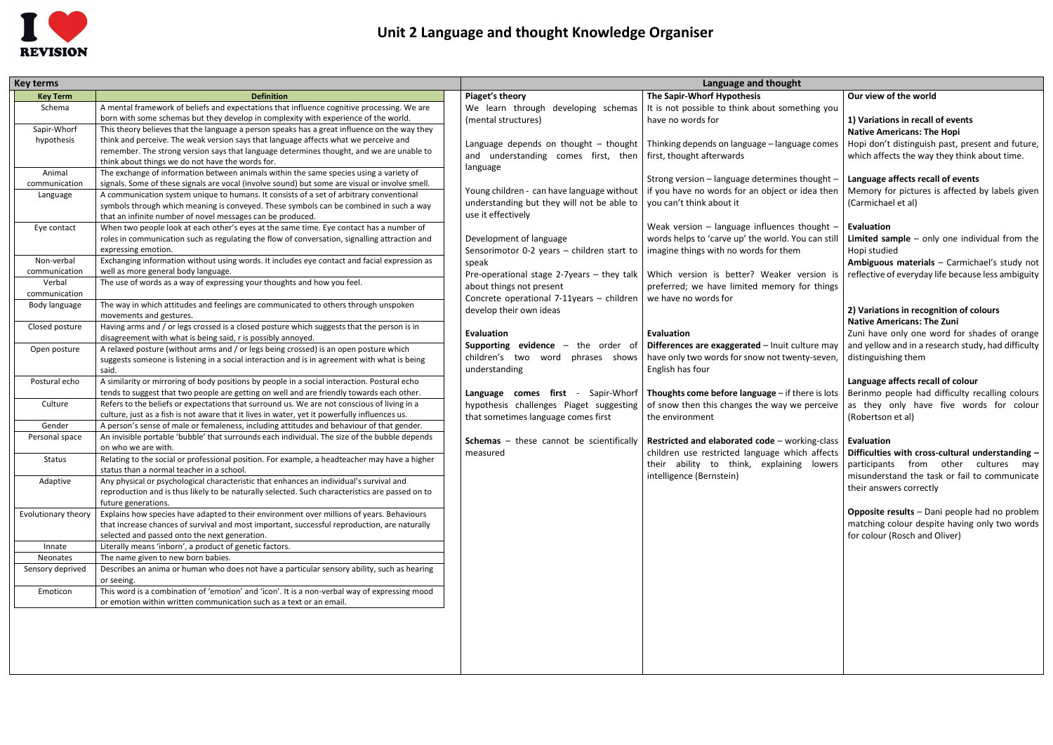# Unit 2 Language and thought Knowledge Organiser

## Key terms

| Key Term | Definition |
|---|---|
| Schema | A mental framework of beliefs and expectations that influence cognitive processing. We are born with some schemas but they develop in complexity with experience of the world. |
| Sapir-Whorf hypothesis | This theory believes that the language a person speaks has a great influence on the way they think and perceive. The weak version says that language affects what we perceive and remember. The strong version says that language determines thought, and we are unable to think about things we do not have the words for. |
| Animal communication | The exchange of information between animals within the same species using a variety of signals. Some of these signals are vocal (involve sound) but some are visual or involve smell. |
| Language | A communication system unique to humans. It consists of a set of arbitrary conventional symbols through which meaning is conveyed. These symbols can be combined in such a way that an infinite number of novel messages can be produced. |
| Eye contact | When two people look at each other's eyes at the same time. Eye contact has a number of roles in communication such as regulating the flow of conversation, signalling attraction and expressing emotion. |
| Non-verbal communication | Exchanging information without using words. It includes eye contact and facial expression as well as more general body language. |
| Verbal communication | The use of words as a way of expressing your thoughts and how you feel. |
| Body language | The way in which attitudes and feelings are communicated to others through unspoken movements and gestures. |
| Closed posture | Having arms and / or legs crossed is a closed posture which suggests that the person is in disagreement with what is being said, r is possibly annoyed. |
| Open posture | A relaxed posture (without arms and / or legs being crossed) is an open posture which suggests someone is listening in a social interaction and is in agreement with what is being said. |
| Postural echo | A similarity or mirroring of body positions by people in a social interaction. Postural echo tends to suggest that two people are getting on well and are friendly towards each other. |
| Culture | Refers to the beliefs or expectations that surround us. We are not conscious of living in a culture, just as a fish is not aware that it lives in water, yet it powerfully influences us. |
| Gender | A person's sense of male or femaleness, including attitudes and behaviour of that gender. |
| Personal space | An invisible portable 'bubble' that surrounds each individual. The size of the bubble depends on who we are with. |
| Status | Relating to the social or professional position. For example, a headteacher may have a higher status than a normal teacher in a school. |
| Adaptive | Any physical or psychological characteristic that enhances an individual's survival and reproduction and is thus likely to be naturally selected. Such characteristics are passed on to future generations. |
| Evolutionary theory | Explains how species have adapted to their environment over millions of years. Behaviours that increase chances of survival and most important, successful reproduction, are naturally selected and passed onto the next generation. |
| Innate | Literally means 'inborn', a product of genetic factors. |
| Neonates | The name given to new born babies. |
| Sensory deprived | Describes an anima or human who does not have a particular sensory ability, such as hearing or seeing. |
| Emoticon | This word is a combination of 'emotion' and 'icon'. It is a non-verbal way of expressing mood or emotion within written communication such as a text or an email. |

## Language and thought

### Piaget's theory

We learn through developing schemas (mental structures)

Language depends on thought – thought and understanding comes first, then language

Young children - can have language without understanding but they will not be able to use it effectively

Development of language
Sensorimotor 0-2 years – children start to speak
Pre-operational stage 2-7years – they talk about things not present
Concrete operational 7-11years – children develop their own ideas

**Evaluation**

**Supporting evidence** – the order of children's two word phrases shows understanding

**Language comes first** - Sapir-Whorf hypothesis challenges Piaget suggesting that sometimes language comes first

**Schemas** – these cannot be scientifically measured

### The Sapir-Whorf Hypothesis

It is not possible to think about something you have no words for

Thinking depends on language – language comes first, thought afterwards

Strong version – language determines thought – if you have no words for an object or idea then you can't think about it

Weak version – language influences thought – words helps to 'carve up' the world. You can still imagine things with no words for them

Which version is better? Weaker version is preferred; we have limited memory for things we have no words for

**Evaluation**

**Differences are exaggerated** – Inuit culture may have only two words for snow not twenty-seven, English has four

**Thoughts come before language** – if there is lots of snow then this changes the way we perceive the environment

**Restricted and elaborated code** – working-class children use restricted language which affects their ability to think, explaining lowers intelligence (Bernstein)

### Our view of the world

**1) Variations in recall of events**
**Native Americans: The Hopi**
Hopi don't distinguish past, present and future, which affects the way they think about time.

**Language affects recall of events**
Memory for pictures is affected by labels given (Carmichael et al)

**Evaluation**
**Limited sample** – only one individual from the Hopi studied
**Ambiguous materials** – Carmichael's study not reflective of everyday life because less ambiguity

**2) Variations in recognition of colours**
**Native Americans: The Zuni**
Zuni have only one word for shades of orange and yellow and in a research study, had difficulty distinguishing them

**Language affects recall of colour**
Berinmo people had difficulty recalling colours as they only have five words for colour (Robertson et al)

**Evaluation**
**Difficulties with cross-cultural understanding –** participants from other cultures may misunderstand the task or fail to communicate their answers correctly

**Opposite results** – Dani people had no problem matching colour despite having only two words for colour (Rosch and Oliver)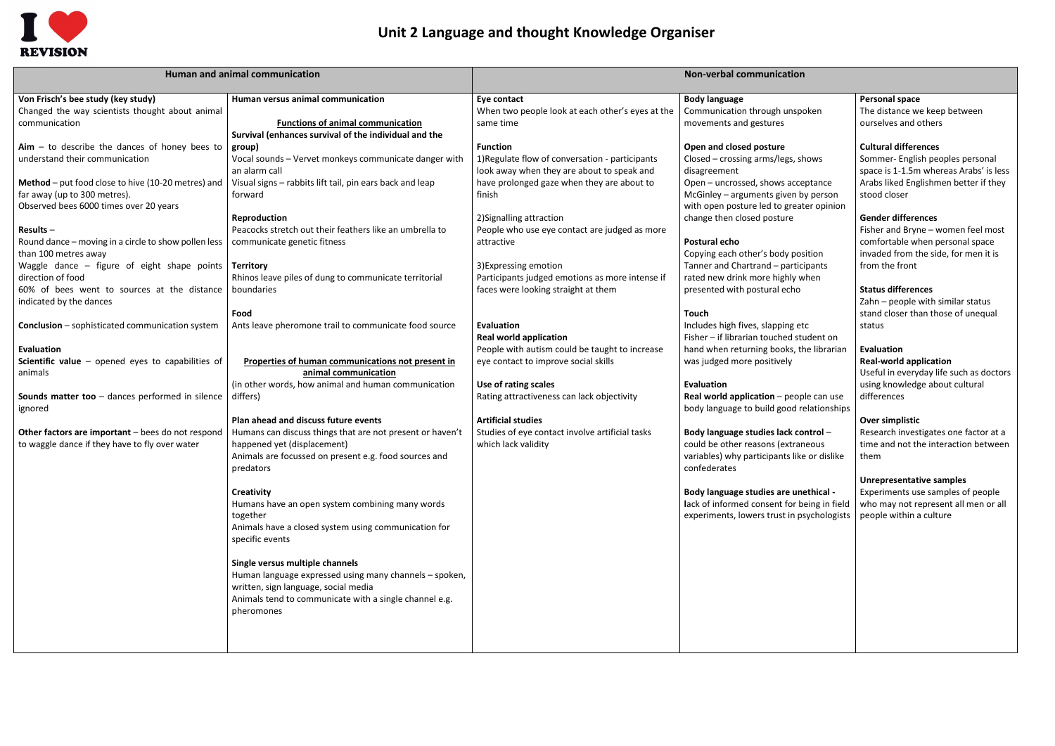# Unit 2 Language and thought Knowledge Organiser

## Human and animal communication

### Von Frisch's bee study (key study)

Changed the way scientists thought about animal communication

**Aim** – to describe the dances of honey bees to understand their communication

**Method** – put food close to hive (10-20 metres) and far away (up to 300 metres).
Observed bees 6000 times over 20 years

**Results** –
Round dance – moving in a circle to show pollen less than 100 metres away
Waggle dance – figure of eight shape points direction of food
60% of bees went to sources at the distance indicated by the dances

**Conclusion** – sophisticated communication system

**Evaluation**

**Scientific value** – opened eyes to capabilities of animals

**Sounds matter too** – dances performed in silence ignored

**Other factors are important** – bees do not respond to waggle dance if they have to fly over water

### Human versus animal communication

**Functions of animal communication**

**Survival (enhances survival of the individual and the group)**
Vocal sounds – Vervet monkeys communicate danger with an alarm call
Visual signs – rabbits lift tail, pin ears back and leap forward

**Reproduction**
Peacocks stretch out their feathers like an umbrella to communicate genetic fitness

**Territory**
Rhinos leave piles of dung to communicate territorial boundaries

**Food**
Ants leave pheromone trail to communicate food source

**Properties of human communications not present in animal communication**
(in other words, how animal and human communication differs)

**Plan ahead and discuss future events**
Humans can discuss things that are not present or haven't happened yet (displacement)
Animals are focussed on present e.g. food sources and predators

**Creativity**
Humans have an open system combining many words together
Animals have a closed system using communication for specific events

**Single versus multiple channels**
Human language expressed using many channels – spoken, written, sign language, social media
Animals tend to communicate with a single channel e.g. pheromones

## Non-verbal communication

### Eye contact

When two people look at each other's eyes at the same time

**Function**
1)Regulate flow of conversation - participants look away when they are about to speak and have prolonged gaze when they are about to finish

2)Signalling attraction
People who use eye contact are judged as more attractive

3)Expressing emotion
Participants judged emotions as more intense if faces were looking straight at them

**Evaluation**

**Real world application**
People with autism could be taught to increase eye contact to improve social skills

**Use of rating scales**
Rating attractiveness can lack objectivity

**Artificial studies**
Studies of eye contact involve artificial tasks which lack validity

### Body language

Communication through unspoken movements and gestures

**Open and closed posture**
Closed – crossing arms/legs, shows disagreement
Open – uncrossed, shows acceptance
McGinley – arguments given by person with open posture led to greater opinion change then closed posture

**Postural echo**
Copying each other's body position
Tanner and Chartrand – participants rated new drink more highly when presented with postural echo

**Touch**
Includes high fives, slapping etc
Fisher – if librarian touched student on hand when returning books, the librarian was judged more positively

**Evaluation**

**Real world application** – people can use body language to build good relationships

**Body language studies lack control** – could be other reasons (extraneous variables) why participants like or dislike confederates

**Body language studies are unethical** - lack of informed consent for being in field experiments, lowers trust in psychologists

### Personal space

The distance we keep between ourselves and others

**Cultural differences**
Sommer- English peoples personal space is 1-1.5m whereas Arabs' is less
Arabs liked Englishmen better if they stood closer

**Gender differences**
Fisher and Bryne – women feel most comfortable when personal space invaded from the side, for men it is from the front

**Status differences**
Zahn – people with similar status stand closer than those of unequal status

**Evaluation**

**Real-world application**
Useful in everyday life such as doctors using knowledge about cultural differences

**Over simplistic**
Research investigates one factor at a time and not the interaction between them

**Unrepresentative samples**
Experiments use samples of people who may not represent all men or all people within a culture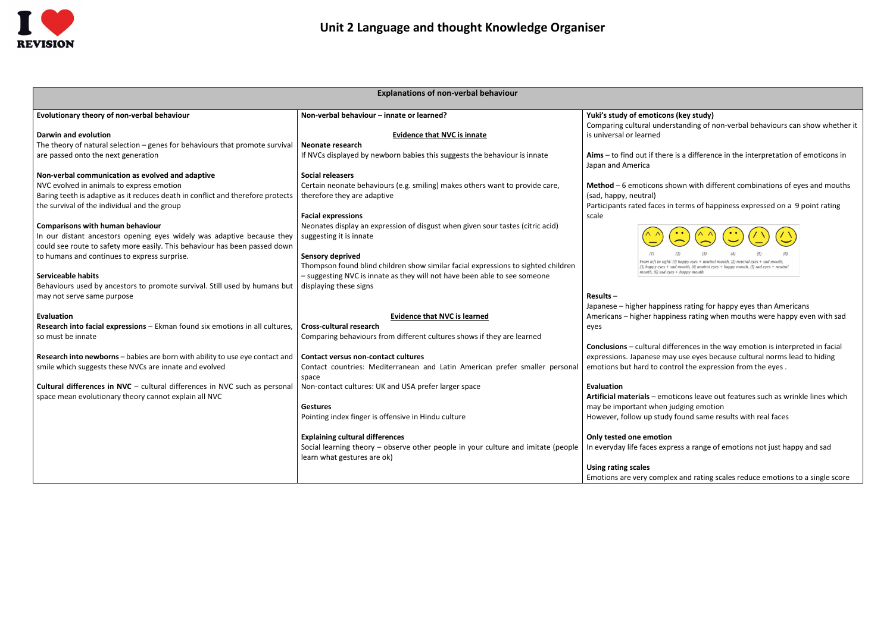# Unit 2 Language and thought Knowledge Organiser

## Explanations of non-verbal behaviour

### Evolutionary theory of non-verbal behaviour

**Darwin and evolution**
The theory of natural selection – genes for behaviours that promote survival are passed onto the next generation

**Non-verbal communication as evolved and adaptive**
NVC evolved in animals to express emotion
Baring teeth is adaptive as it reduces death in conflict and therefore protects the survival of the individual and the group

**Comparisons with human behaviour**
In our distant ancestors opening eyes widely was adaptive because they could see route to safety more easily. This behaviour has been passed down to humans and continues to express surprise.

**Serviceable habits**
Behaviours used by ancestors to promote survival. Still used by humans but may not serve same purpose

**Evaluation**
**Research into facial expressions** – Ekman found six emotions in all cultures, so must be innate

**Research into newborns** – babies are born with ability to use eye contact and smile which suggests these NVCs are innate and evolved

**Cultural differences in NVC** – cultural differences in NVC such as personal space mean evolutionary theory cannot explain all NVC

### Non-verbal behaviour – innate or learned?

**Evidence that NVC is innate**

**Neonate research**
If NVCs displayed by newborn babies this suggests the behaviour is innate

**Social releasers**
Certain neonate behaviours (e.g. smiling) makes others want to provide care, therefore they are adaptive

**Facial expressions**
Neonates display an expression of disgust when given sour tastes (citric acid) suggesting it is innate

**Sensory deprived**
Thompson found blind children show similar facial expressions to sighted children – suggesting NVC is innate as they will not have been able to see someone displaying these signs

**Evidence that NVC is learned**

**Cross-cultural research**
Comparing behaviours from different cultures shows if they are learned

**Contact versus non-contact cultures**
Contact countries: Mediterranean and Latin American prefer smaller personal space
Non-contact cultures: UK and USA prefer larger space

**Gestures**
Pointing index finger is offensive in Hindu culture

**Explaining cultural differences**
Social learning theory – observe other people in your culture and imitate (people learn what gestures are ok)

### Yuki's study of emoticons (key study)

Comparing cultural understanding of non-verbal behaviours can show whether it is universal or learned

**Aims** – to find out if there is a difference in the interpretation of emoticons in Japan and America

**Method** – 6 emoticons shown with different combinations of eyes and mouths (sad, happy, neutral)
Participants rated faces in terms of happiness expressed on a 9 point rating scale

(1) (2) (3) (4) (5) (6)
From left to right: (1) happy eyes + neutral mouth, (2) neutral eyes + sad mouth, (3) happy eyes + sad mouth, (4) neutral eyes + happy mouth, (5) sad eyes + neutral mouth, (6) sad eyes + happy mouth.

**Results** –
Japanese – higher happiness rating for happy eyes than Americans
Americans – higher happiness rating when mouths were happy even with sad eyes

**Conclusions** – cultural differences in the way emotion is interpreted in facial expressions. Japanese may use eyes because cultural norms lead to hiding emotions but hard to control the expression from the eyes .

**Evaluation**
**Artificial materials** – emoticons leave out features such as wrinkle lines which may be important when judging emotion
However, follow up study found same results with real faces

**Only tested one emotion**
In everyday life faces express a range of emotions not just happy and sad

**Using rating scales**
Emotions are very complex and rating scales reduce emotions to a single score